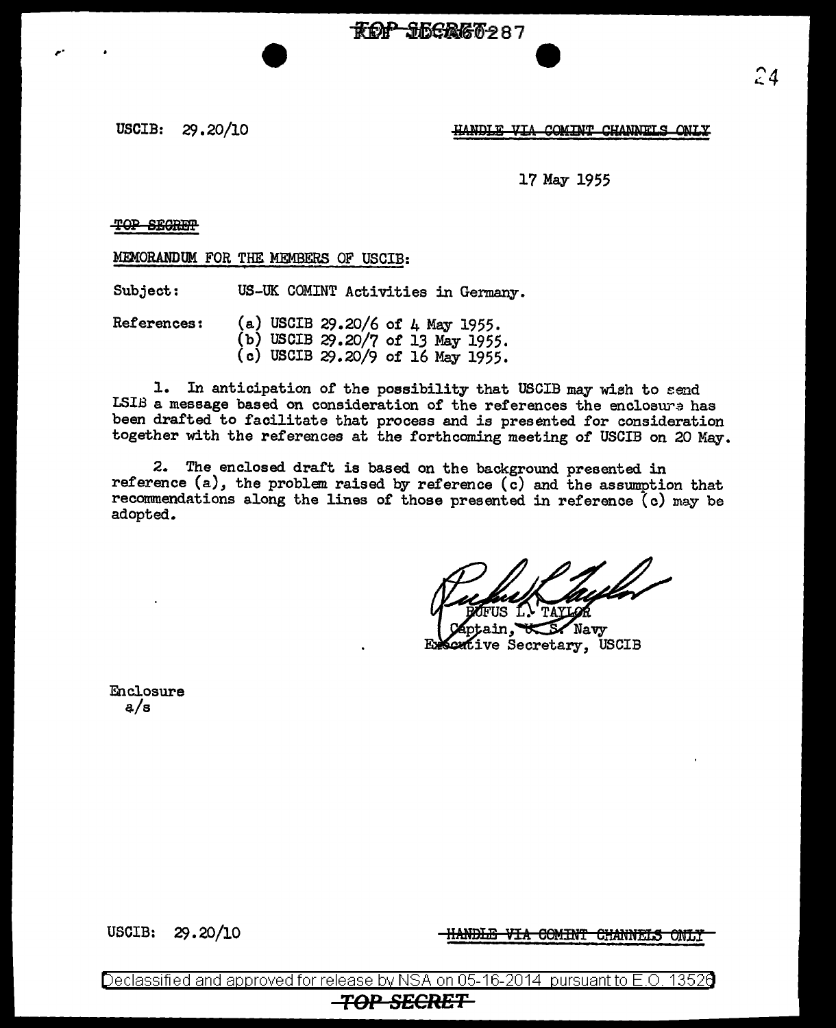USCIB: 29.20/10

~~HANDLE VIA COMINT CHANNELS ONLY~~

17 May 1955

~~TOP SECRET~~

MEMORANDUM FOR THE MEMBERS OF USCIB:

Subject: US-UK COMINT Activities in Germany.

References:
(a) USCIB 29.20/6 of 4 May 1955.
(b) USCIB 29.20/7 of 13 May 1955.
(c) USCIB 29.20/9 of 16 May 1955.

1. In anticipation of the possibility that USCIB may wish to send LSIB a message based on consideration of the references the enclosure has been drafted to facilitate that process and is presented for consideration together with the references at the forthcoming meeting of USCIB on 20 May.

2. The enclosed draft is based on the background presented in reference (a), the problem raised by reference (c) and the assumption that recommendations along the lines of those presented in reference (c) may be adopted.

RUFUS L. TAYLOR
Captain, U. S. Navy
Executive Secretary, USCIB

Enclosure
a/s

USCIB: 29.20/10

~~HANDLE VIA COMINT CHANNELS ONLY~~

Declassified and approved for release by NSA on 05-16-2014 pursuant to E.O. 13526

~~TOP SECRET~~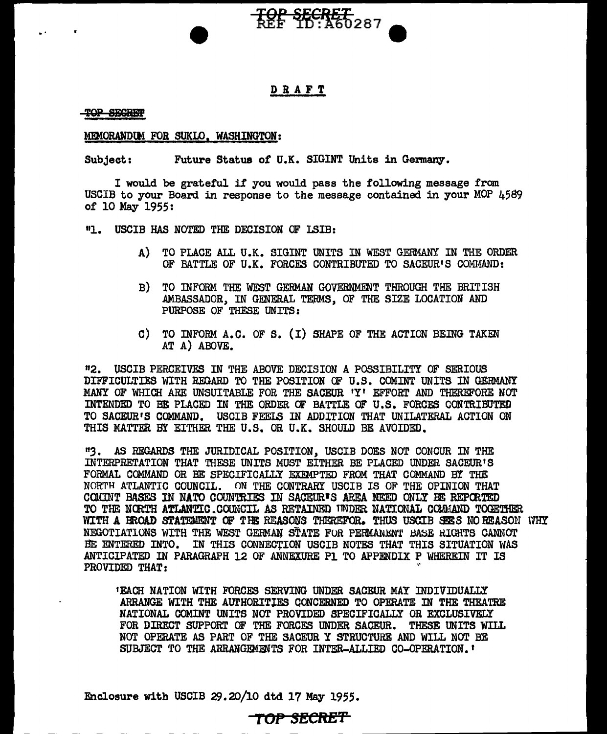DRAFT

TOP SECRET

MEMORANDUM FOR SUKLO, WASHINGTON:

Subject: Future Status of U.K. SIGINT Units in Germany.

I would be grateful if you would pass the following message from USCIB to your Board in response to the message contained in your MOP 4589 of 10 May 1955:

"1. USCIB HAS NOTED THE DECISION OF LSIB:

A) TO PLACE ALL U.K. SIGINT UNITS IN WEST GERMANY IN THE ORDER OF BATTLE OF U.K. FORCES CONTRIBUTED TO SACEUR'S COMMAND:

B) TO INFORM THE WEST GERMAN GOVERNMENT THROUGH THE BRITISH AMBASSADOR, IN GENERAL TERMS, OF THE SIZE LOCATION AND PURPOSE OF THESE UNITS:

C) TO INFORM A.C. OF S. (I) SHAPE OF THE ACTION BEING TAKEN AT A) ABOVE.

"2. USCIB PERCEIVES IN THE ABOVE DECISION A POSSIBILITY OF SERIOUS DIFFICULTIES WITH REGARD TO THE POSITION OF U.S. COMINT UNITS IN GERMANY MANY OF WHICH ARE UNSUITABLE FOR THE SACEUR 'Y' EFFORT AND THEREFORE NOT INTENDED TO BE PLACED IN THE ORDER OF BATTLE OF U.S. FORCES CONTRIBUTED TO SACEUR'S COMMAND. USCIB FEELS IN ADDITION THAT UNILATERAL ACTION ON THIS MATTER BY EITHER THE U.S. OR U.K. SHOULD BE AVOIDED.

"3. AS REGARDS THE JURIDICAL POSITION, USCIB DOES NOT CONCUR IN THE INTERPRETATION THAT THESE UNITS MUST EITHER BE PLACED UNDER SACEUR'S FORMAL COMMAND OR BE SPECIFICALLY EXEMPTED FROM THAT COMMAND BY THE NORTH ATLANTIC COUNCIL. ON THE CONTRARY USCIB IS OF THE OPINION THAT COMINT BASES IN NATO COUNTRIES IN SACEUR'S AREA NEED ONLY BE REPORTED TO THE NORTH ATLANTIC COUNCIL AS RETAINED UNDER NATIONAL COMMAND TOGETHER WITH A BROAD STATEMENT OF THE REASONS THEREFOR. THUS USCIB SEES NO REASON WHY NEGOTIATIONS WITH THE WEST GERMAN STATE FOR PERMANENT BASE RIGHTS CANNOT BE ENTERED INTO. IN THIS CONNECTION USCIB NOTES THAT THIS SITUATION WAS ANTICIPATED IN PARAGRAPH 12 OF ANNEXURE P1 TO APPENDIX P WHEREIN IT IS PROVIDED THAT:

'EACH NATION WITH FORCES SERVING UNDER SACEUR MAY INDIVIDUALLY ARRANGE WITH THE AUTHORITIES CONCERNED TO OPERATE IN THE THEATRE NATIONAL COMINT UNITS NOT PROVIDED SPECIFICALLY OR EXCLUSIVELY FOR DIRECT SUPPORT OF THE FORCES UNDER SACEUR. THESE UNITS WILL NOT OPERATE AS PART OF THE SACEUR Y STRUCTURE AND WILL NOT BE SUBJECT TO THE ARRANGEMENTS FOR INTER-ALLIED CO-OPERATION.'

Enclosure with USCIB 29.20/10 dtd 17 May 1955.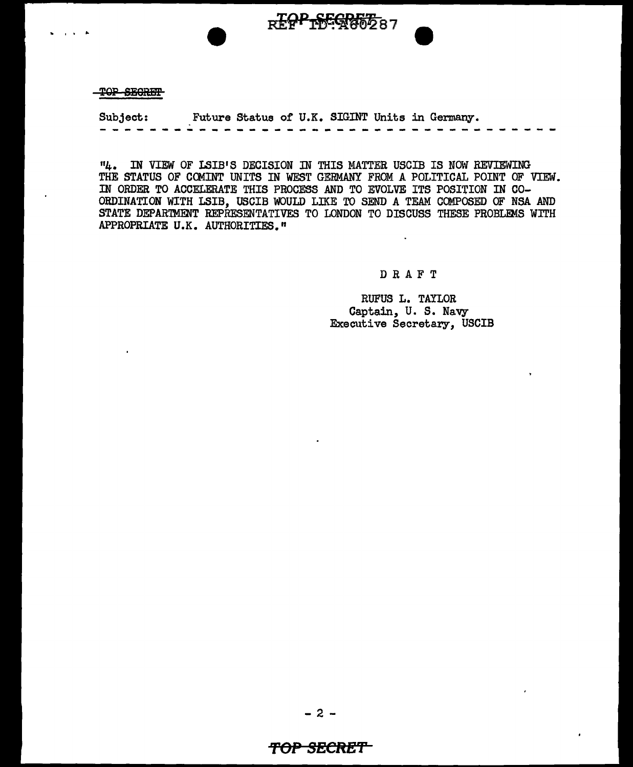~~TOP SECRET~~

Subject: Future Status of U.K. SIGINT Units in Germany.

"4. IN VIEW OF LSIB'S DECISION IN THIS MATTER USCIB IS NOW REVIEWING THE STATUS OF COMINT UNITS IN WEST GERMANY FROM A POLITICAL POINT OF VIEW. IN ORDER TO ACCELERATE THIS PROCESS AND TO EVOLVE ITS POSITION IN CO-ORDINATION WITH LSIB, USCIB WOULD LIKE TO SEND A TEAM COMPOSED OF NSA AND STATE DEPARTMENT REPRESENTATIVES TO LONDON TO DISCUSS THESE PROBLEMS WITH APPROPRIATE U.K. AUTHORITIES."

D R A F T

RUFUS L. TAYLOR
Captain, U. S. Navy
Executive Secretary, USCIB